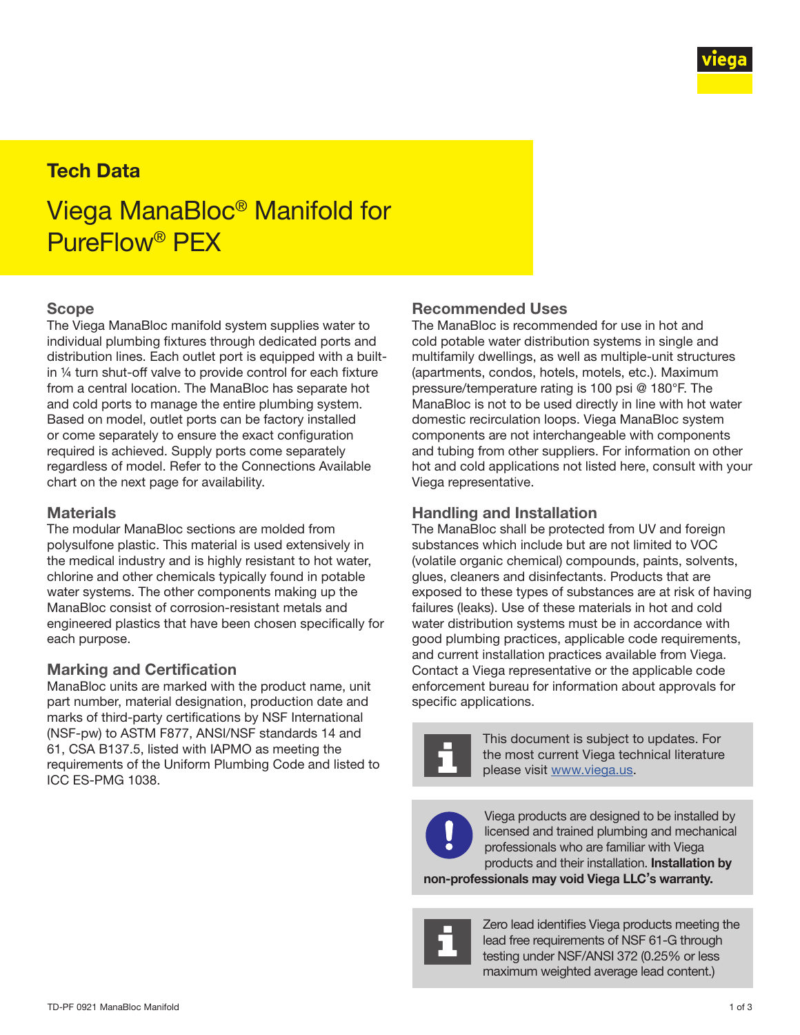# Tech Data

## Viega ManaBloc® Manifold for PureFlow® PEX

### Scope

The Viega ManaBloc manifold system supplies water to individual plumbing fixtures through dedicated ports and distribution lines. Each outlet port is equipped with a built-in ¼ turn shut-off valve to provide control for each fixture from a central location. The ManaBloc has separate hot and cold ports to manage the entire plumbing system. Based on model, outlet ports can be factory installed or come separately to ensure the exact configuration required is achieved. Supply ports come separately regardless of model. Refer to the Connections Available chart on the next page for availability.

### Materials

The modular ManaBloc sections are molded from polysulfone plastic. This material is used extensively in the medical industry and is highly resistant to hot water, chlorine and other chemicals typically found in potable water systems. The other components making up the ManaBloc consist of corrosion-resistant metals and engineered plastics that have been chosen specifically for each purpose.

### Marking and Certification

ManaBloc units are marked with the product name, unit part number, material designation, production date and marks of third-party certifications by NSF International (NSF-pw) to ASTM F877, ANSI/NSF standards 14 and 61, CSA B137.5, listed with IAPMO as meeting the requirements of the Uniform Plumbing Code and listed to ICC ES-PMG 1038.

### Recommended Uses

The ManaBloc is recommended for use in hot and cold potable water distribution systems in single and multifamily dwellings, as well as multiple-unit structures (apartments, condos, hotels, motels, etc.). Maximum pressure/temperature rating is 100 psi @ 180°F. The ManaBloc is not to be used directly in line with hot water domestic recirculation loops. Viega ManaBloc system components are not interchangeable with components and tubing from other suppliers. For information on other hot and cold applications not listed here, consult with your Viega representative.

### Handling and Installation

The ManaBloc shall be protected from UV and foreign substances which include but are not limited to VOC (volatile organic chemical) compounds, paints, solvents, glues, cleaners and disinfectants. Products that are exposed to these types of substances are at risk of having failures (leaks). Use of these materials in hot and cold water distribution systems must be in accordance with good plumbing practices, applicable code requirements, and current installation practices available from Viega. Contact a Viega representative or the applicable code enforcement bureau for information about approvals for specific applications.

This document is subject to updates. For the most current Viega technical literature please visit www.viega.us.

Viega products are designed to be installed by licensed and trained plumbing and mechanical professionals who are familiar with Viega products and their installation. **Installation by non-professionals may void Viega LLC's warranty.**

Zero lead identifies Viega products meeting the lead free requirements of NSF 61-G through testing under NSF/ANSI 372 (0.25% or less maximum weighted average lead content.)

TD-PF 0921 ManaBloc Manifold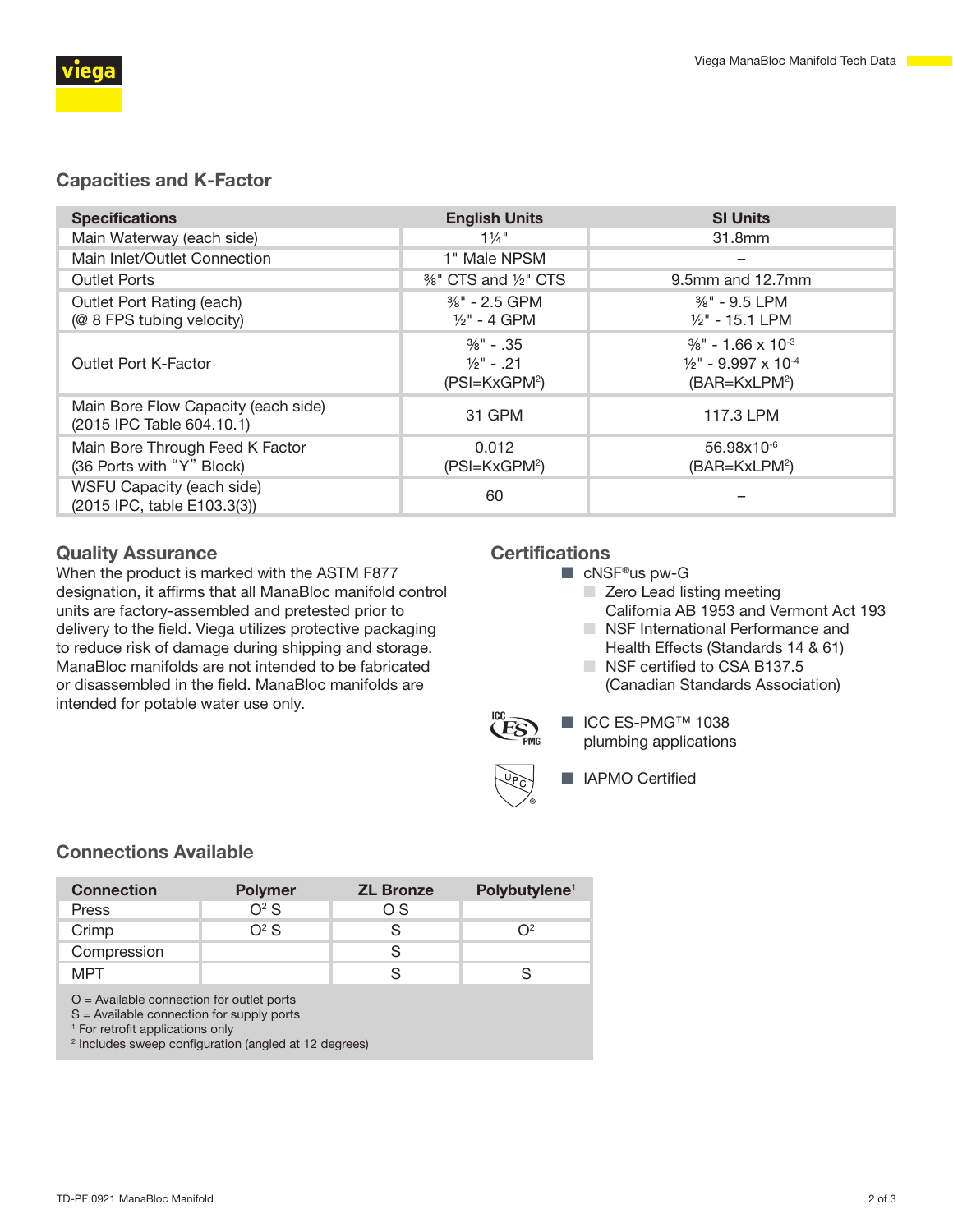## Capacities and K-Factor

| Specifications | English Units | SI Units |
|---|---|---|
| Main Waterway (each side) | 1¼" | 31.8mm |
| Main Inlet/Outlet Connection | 1" Male NPSM | – |
| Outlet Ports | ⅜" CTS and ½" CTS | 9.5mm and 12.7mm |
| Outlet Port Rating (each) (@ 8 FPS tubing velocity) | ⅜" - 2.5 GPM<br>½" - 4 GPM | ⅜" - 9.5 LPM<br>½" - 15.1 LPM |
| Outlet Port K-Factor | ⅜" - .35<br>½" - .21<br>(PSI=KxGPM²) | ⅜" - 1.66 x $10^{-3}$<br>½" - 9.997 x $10^{-4}$<br>(BAR=KxLPM²) |
| Main Bore Flow Capacity (each side) (2015 IPC Table 604.10.1) | 31 GPM | 117.3 LPM |
| Main Bore Through Feed K Factor (36 Ports with "Y" Block) | 0.012<br>(PSI=KxGPM²) | 56.98x$10^{-6}$<br>(BAR=KxLPM²) |
| WSFU Capacity (each side) (2015 IPC, table E103.3(3)) | 60 | – |

## Quality Assurance

When the product is marked with the ASTM F877 designation, it affirms that all ManaBloc manifold control units are factory-assembled and pretested prior to delivery to the field. Viega utilizes protective packaging to reduce risk of damage during shipping and storage. ManaBloc manifolds are not intended to be fabricated or disassembled in the field. ManaBloc manifolds are intended for potable water use only.

## Certifications

- cNSF®us pw-G
  - Zero Lead listing meeting California AB 1953 and Vermont Act 193
  - NSF International Performance and Health Effects (Standards 14 & 61)
  - NSF certified to CSA B137.5 (Canadian Standards Association)
- ICC ES-PMG™ 1038 plumbing applications
- IAPMO Certified

## Connections Available

| Connection | Polymer | ZL Bronze | Polybutylene[1] |
|---|---|---|---|
| Press | O[2] S | O S | |
| Crimp | O[2] S | S | O[2] |
| Compression | | S | |
| MPT | | S | S |

O = Available connection for outlet ports
S = Available connection for supply ports
[1] For retrofit applications only
[2] Includes sweep configuration (angled at 12 degrees)

TD-PF 0921 ManaBloc Manifold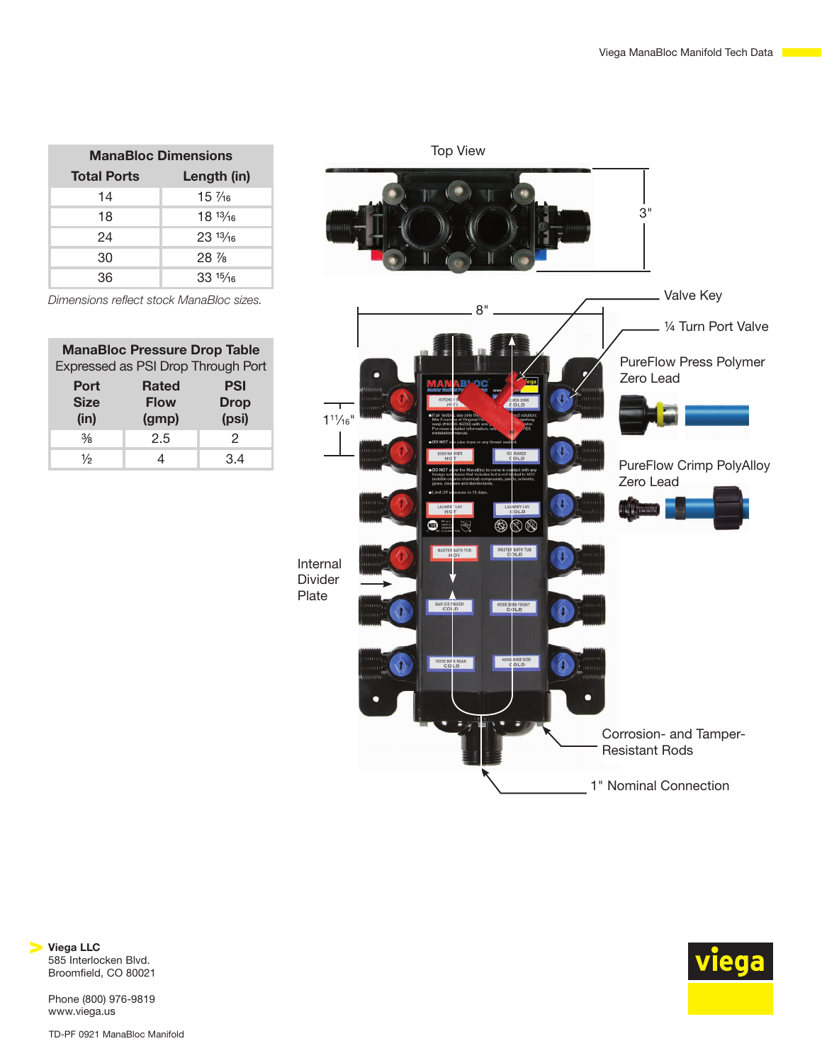| ManaBloc Dimensions | |
|---|---|
| Total Ports | Length (in) |
| 14 | 15 7⁄16 |
| 18 | 18 13⁄16 |
| 24 | 23 13⁄16 |
| 30 | 28 7⁄8 |
| 36 | 33 15⁄16 |

*Dimensions reflect stock ManaBloc sizes.*

| ManaBloc Pressure Drop Table Expressed as PSI Drop Through Port | | |
|---|---|---|
| Port Size (in) | Rated Flow (gmp) | PSI Drop (psi) |
| ⅜ | 2.5 | 2 |
| ½ | 4 | 3.4 |

Top View

3"

8"

1 11⁄16"

Valve Key

¼ Turn Port Valve

PureFlow Press Polymer Zero Lead

PureFlow Crimp PolyAlloy Zero Lead

Internal Divider Plate

Corrosion- and Tamper-Resistant Rods

1" Nominal Connection

**Viega LLC**
585 Interlocken Blvd.
Broomfield, CO 80021

Phone (800) 976-9819
www.viega.us

TD-PF 0921 ManaBloc Manifold